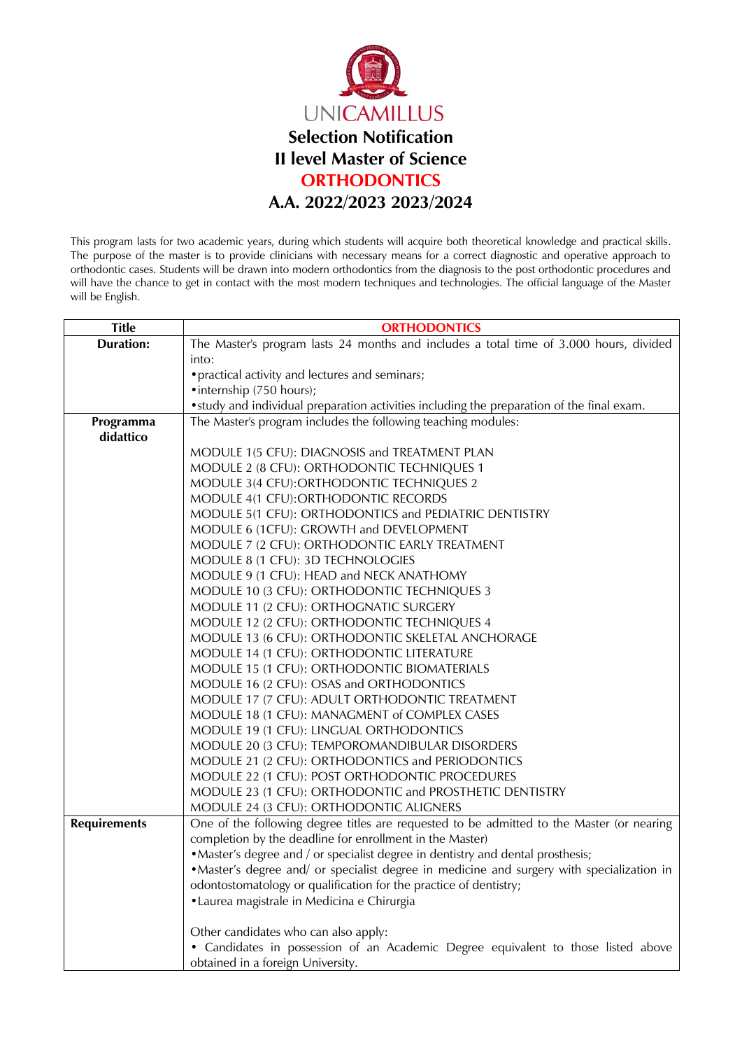UNICAMILLUS

# Selection Notification
# II level Master of Science
# ORTHODONTICS
# A.A. 2022/2023 2023/2024

This program lasts for two academic years, during which students will acquire both theoretical knowledge and practical skills. The purpose of the master is to provide clinicians with necessary means for a correct diagnostic and operative approach to orthodontic cases. Students will be drawn into modern orthodontics from the diagnosis to the post orthodontic procedures and will have the chance to get in contact with the most modern techniques and technologies. The official language of the Master will be English.

| Title | ORTHODONTICS |
|---|---|
| **Duration:** | The Master's program lasts 24 months and includes a total time of 3.000 hours, divided into:<br>• practical activity and lectures and seminars;<br>• internship (750 hours);<br>• study and individual preparation activities including the preparation of the final exam. |
| **Programma didattico** | The Master's program includes the following teaching modules:<br><br>MODULE 1(5 CFU): DIAGNOSIS and TREATMENT PLAN<br>MODULE 2 (8 CFU): ORTHODONTIC TECHNIQUES 1<br>MODULE 3(4 CFU):ORTHODONTIC TECHNIQUES 2<br>MODULE 4(1 CFU):ORTHODONTIC RECORDS<br>MODULE 5(1 CFU): ORTHODONTICS and PEDIATRIC DENTISTRY<br>MODULE 6 (1CFU): GROWTH and DEVELOPMENT<br>MODULE 7 (2 CFU): ORTHODONTIC EARLY TREATMENT<br>MODULE 8 (1 CFU): 3D TECHNOLOGIES<br>MODULE 9 (1 CFU): HEAD and NECK ANATHOMY<br>MODULE 10 (3 CFU): ORTHODONTIC TECHNIQUES 3<br>MODULE 11 (2 CFU): ORTHOGNATIC SURGERY<br>MODULE 12 (2 CFU): ORTHODONTIC TECHNIQUES 4<br>MODULE 13 (6 CFU): ORTHODONTIC SKELETAL ANCHORAGE<br>MODULE 14 (1 CFU): ORTHODONTIC LITERATURE<br>MODULE 15 (1 CFU): ORTHODONTIC BIOMATERIALS<br>MODULE 16 (2 CFU): OSAS and ORTHODONTICS<br>MODULE 17 (7 CFU): ADULT ORTHODONTIC TREATMENT<br>MODULE 18 (1 CFU): MANAGMENT of COMPLEX CASES<br>MODULE 19 (1 CFU): LINGUAL ORTHODONTICS<br>MODULE 20 (3 CFU): TEMPOROMANDIBULAR DISORDERS<br>MODULE 21 (2 CFU): ORTHODONTICS and PERIODONTICS<br>MODULE 22 (1 CFU): POST ORTHODONTIC PROCEDURES<br>MODULE 23 (1 CFU): ORTHODONTIC and PROSTHETIC DENTISTRY<br>MODULE 24 (3 CFU): ORTHODONTIC ALIGNERS |
| **Requirements** | One of the following degree titles are requested to be admitted to the Master (or nearing completion by the deadline for enrollment in the Master)<br>• Master's degree and / or specialist degree in dentistry and dental prosthesis;<br>• Master's degree and/ or specialist degree in medicine and surgery with specialization in odontostomatology or qualification for the practice of dentistry;<br>• Laurea magistrale in Medicina e Chirurgia<br><br>Other candidates who can also apply:<br>• Candidates in possession of an Academic Degree equivalent to those listed above obtained in a foreign University. |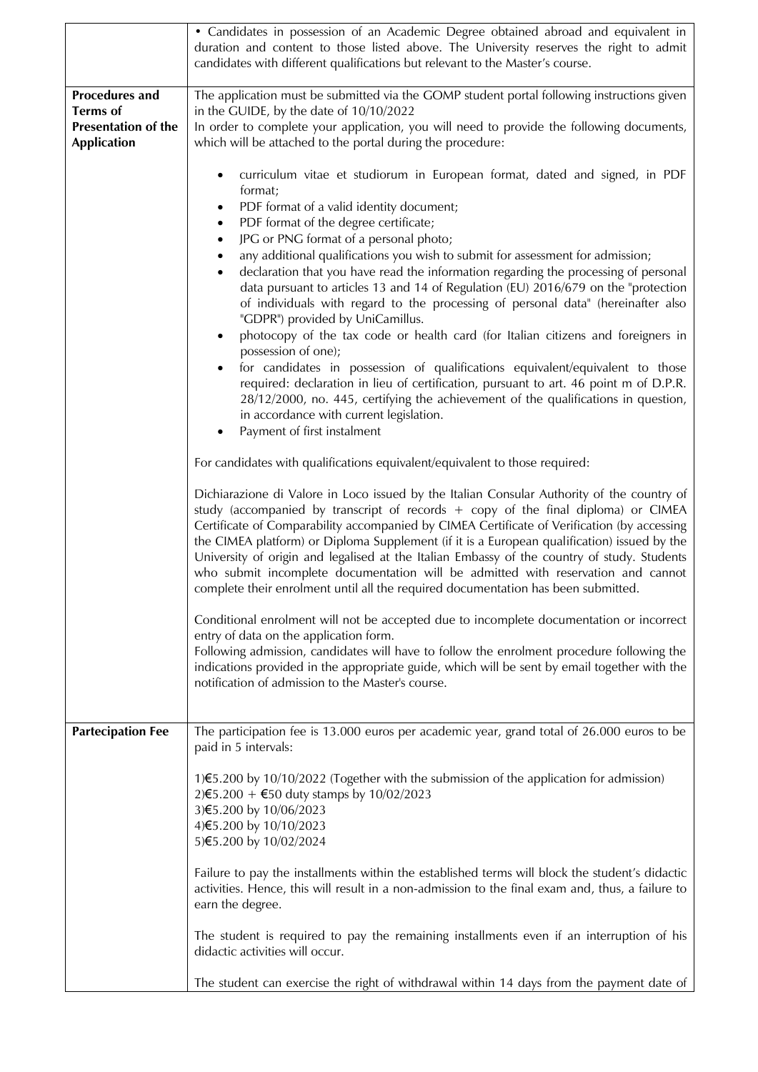| | |
|---|---|
| | • Candidates in possession of an Academic Degree obtained abroad and equivalent in duration and content to those listed above. The University reserves the right to admit candidates with different qualifications but relevant to the Master's course. |
| **Procedures and Terms of Presentation of the Application** | The application must be submitted via the GOMP student portal following instructions given in the GUIDE, by the date of 10/10/2022<br>In order to complete your application, you will need to provide the following documents, which will be attached to the portal during the procedure:<br><br>• curriculum vitae et studiorum in European format, dated and signed, in PDF format;<br>• PDF format of a valid identity document;<br>• PDF format of the degree certificate;<br>• JPG or PNG format of a personal photo;<br>• any additional qualifications you wish to submit for assessment for admission;<br>• declaration that you have read the information regarding the processing of personal data pursuant to articles 13 and 14 of Regulation (EU) 2016/679 on the "protection of individuals with regard to the processing of personal data" (hereinafter also "GDPR") provided by UniCamillus.<br>• photocopy of the tax code or health card (for Italian citizens and foreigners in possession of one);<br>• for candidates in possession of qualifications equivalent/equivalent to those required: declaration in lieu of certification, pursuant to art. 46 point m of D.P.R. 28/12/2000, no. 445, certifying the achievement of the qualifications in question, in accordance with current legislation.<br>• Payment of first instalment<br><br>For candidates with qualifications equivalent/equivalent to those required:<br><br>Dichiarazione di Valore in Loco issued by the Italian Consular Authority of the country of study (accompanied by transcript of records + copy of the final diploma) or CIMEA Certificate of Comparability accompanied by CIMEA Certificate of Verification (by accessing the CIMEA platform) or Diploma Supplement (if it is a European qualification) issued by the University of origin and legalised at the Italian Embassy of the country of study. Students who submit incomplete documentation will be admitted with reservation and cannot complete their enrolment until all the required documentation has been submitted.<br><br>Conditional enrolment will not be accepted due to incomplete documentation or incorrect entry of data on the application form.<br>Following admission, candidates will have to follow the enrolment procedure following the indications provided in the appropriate guide, which will be sent by email together with the notification of admission to the Master's course. |
| **Partecipation Fee** | The participation fee is 13.000 euros per academic year, grand total of 26.000 euros to be paid in 5 intervals:<br><br>1)€5.200 by 10/10/2022 (Together with the submission of the application for admission)<br>2)€5.200 + €50 duty stamps by 10/02/2023<br>3)€5.200 by 10/06/2023<br>4)€5.200 by 10/10/2023<br>5)€5.200 by 10/02/2024<br><br>Failure to pay the installments within the established terms will block the student's didactic activities. Hence, this will result in a non-admission to the final exam and, thus, a failure to earn the degree.<br><br>The student is required to pay the remaining installments even if an interruption of his didactic activities will occur.<br><br>The student can exercise the right of withdrawal within 14 days from the payment date of |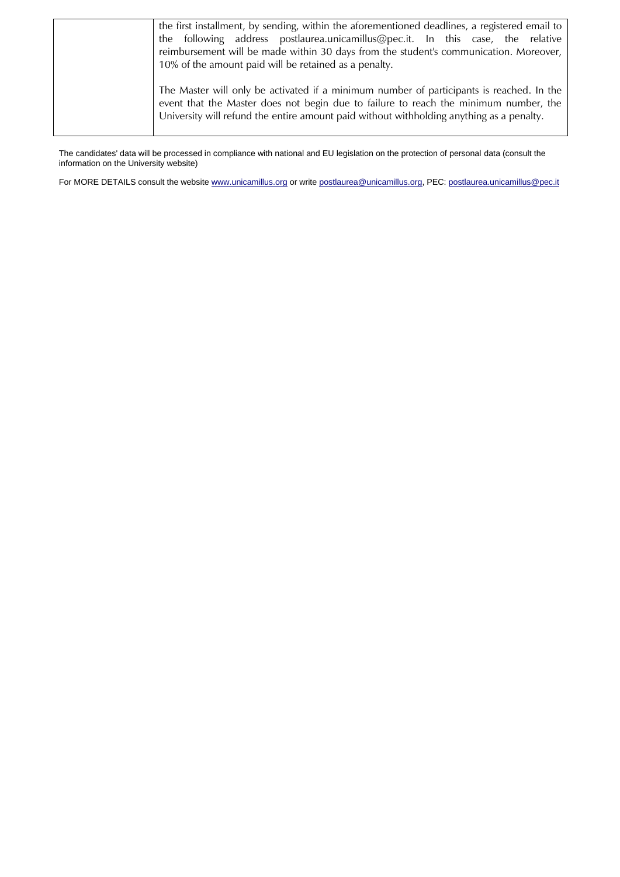| | |
|---|---|
| | the first installment, by sending, within the aforementioned deadlines, a registered email to the following address postlaurea.unicamillus@pec.it. In this case, the relative reimbursement will be made within 30 days from the student's communication. Moreover, 10% of the amount paid will be retained as a penalty.<br><br>The Master will only be activated if a minimum number of participants is reached. In the event that the Master does not begin due to failure to reach the minimum number, the University will refund the entire amount paid without withholding anything as a penalty. |

The candidates' data will be processed in compliance with national and EU legislation on the protection of personal data (consult the information on the University website)

For MORE DETAILS consult the website www.unicamillus.org or write postlaurea@unicamillus.org, PEC: postlaurea.unicamillus@pec.it